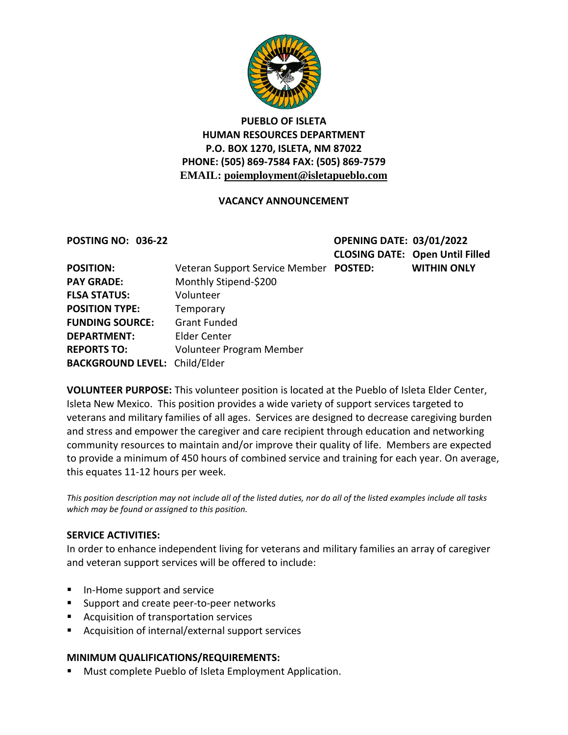**PUEBLO OF ISLETA**
**HUMAN RESOURCES DEPARTMENT**
**P.O. BOX 1270, ISLETA, NM 87022**
**PHONE: (505) 869-7584 FAX: (505) 869-7579**
**EMAIL: poiemployment@isletapueblo.com**

**VACANCY ANNOUNCEMENT**

**POSTING NO: 036-22**

**OPENING DATE: 03/01/2022**
**CLOSING DATE: Open Until Filled**
**POSTED: WITHIN ONLY**

| | |
|---|---|
| **POSITION:** | Veteran Support Service Member |
| **PAY GRADE:** | Monthly Stipend-$200 |
| **FLSA STATUS:** | Volunteer |
| **POSITION TYPE:** | Temporary |
| **FUNDING SOURCE:** | Grant Funded |
| **DEPARTMENT:** | Elder Center |
| **REPORTS TO:** | Volunteer Program Member |
| **BACKGROUND LEVEL:** | Child/Elder |

**VOLUNTEER PURPOSE:** This volunteer position is located at the Pueblo of Isleta Elder Center, Isleta New Mexico. This position provides a wide variety of support services targeted to veterans and military families of all ages. Services are designed to decrease caregiving burden and stress and empower the caregiver and care recipient through education and networking community resources to maintain and/or improve their quality of life. Members are expected to provide a minimum of 450 hours of combined service and training for each year. On average, this equates 11-12 hours per week.

*This position description may not include all of the listed duties, nor do all of the listed examples include all tasks which may be found or assigned to this position.*

## SERVICE ACTIVITIES:

In order to enhance independent living for veterans and military families an array of caregiver and veteran support services will be offered to include:

- In-Home support and service
- Support and create peer-to-peer networks
- Acquisition of transportation services
- Acquisition of internal/external support services

## MINIMUM QUALIFICATIONS/REQUIREMENTS:

- Must complete Pueblo of Isleta Employment Application.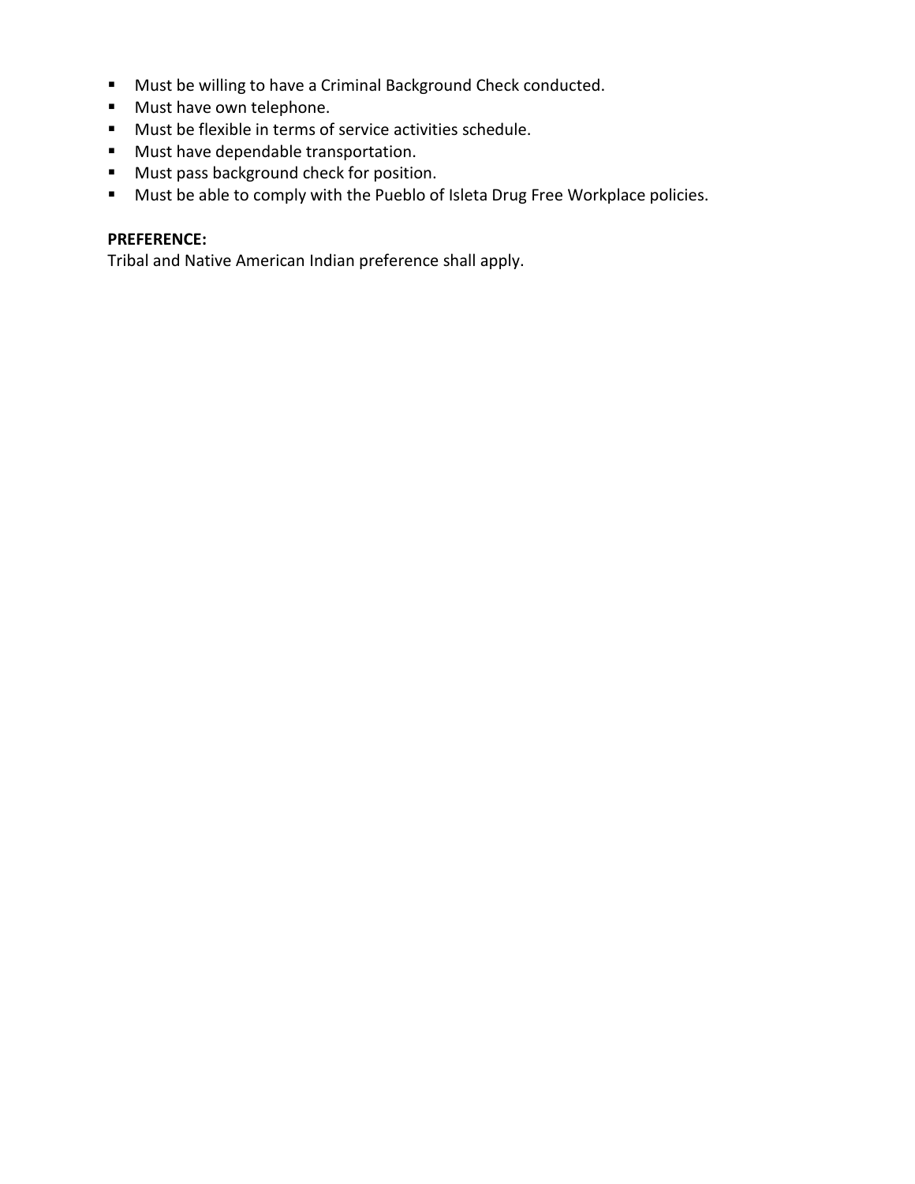- Must be willing to have a Criminal Background Check conducted.
- Must have own telephone.
- Must be flexible in terms of service activities schedule.
- Must have dependable transportation.
- Must pass background check for position.
- Must be able to comply with the Pueblo of Isleta Drug Free Workplace policies.

**PREFERENCE:**
Tribal and Native American Indian preference shall apply.